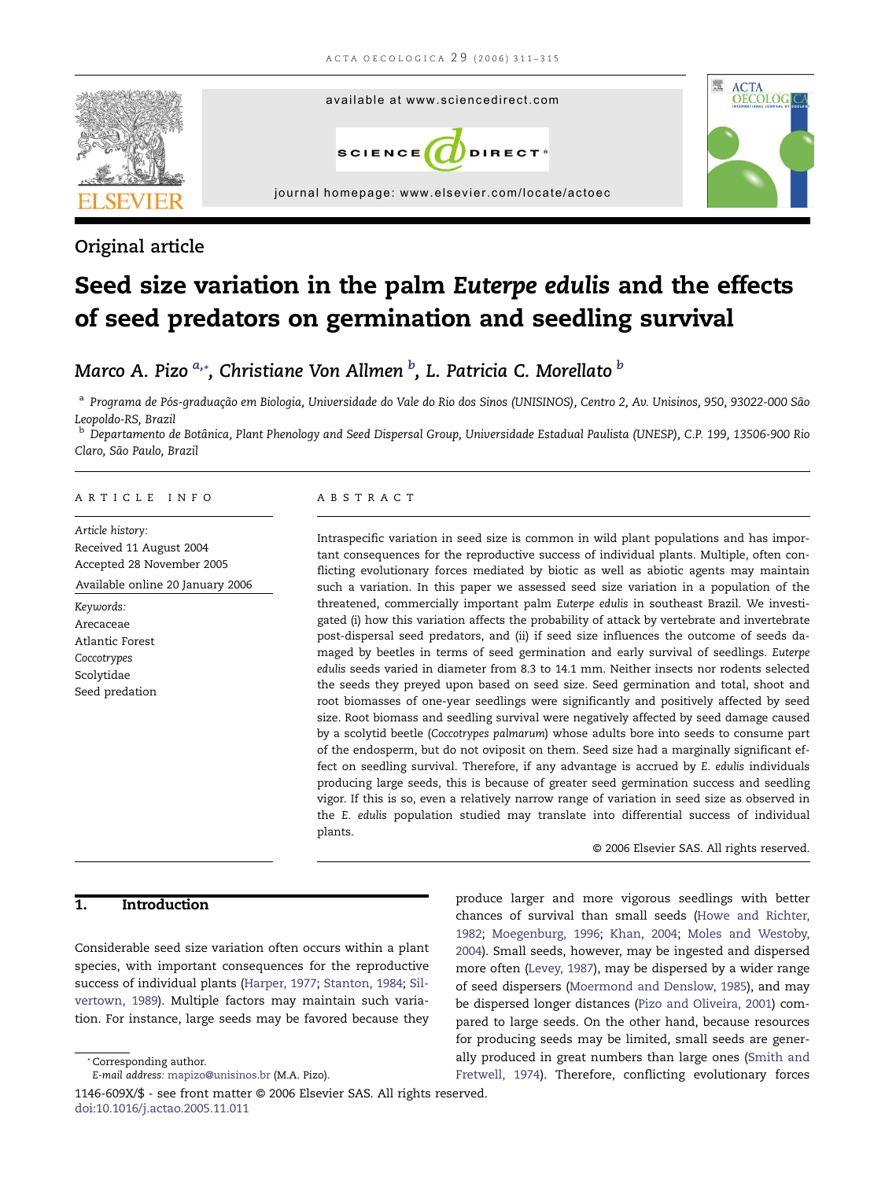Original article

# Seed size variation in the palm *Euterpe edulis* and the effects of seed predators on germination and seedling survival

*Marco A. Pizo* [a,*], *Christiane Von Allmen* [b], *L. Patricia C. Morellato* [b]

[a] *Programa de Pós-graduação em Biologia, Universidade do Vale do Rio dos Sinos (UNISINOS), Centro 2, Av. Unisinos, 950, 93022-000 São Leopoldo-RS, Brazil*

[b] *Departamento de Botânica, Plant Phenology and Seed Dispersal Group, Universidade Estadual Paulista (UNESP), C.P. 199, 13506-900 Rio Claro, São Paulo, Brazil*

## ARTICLE INFO

*Article history:*
Received 11 August 2004
Accepted 28 November 2005
Available online 20 January 2006

*Keywords:*
Arecaceae
Atlantic Forest
*Coccotrypes*
Scolytidae
Seed predation

## ABSTRACT

Intraspecific variation in seed size is common in wild plant populations and has important consequences for the reproductive success of individual plants. Multiple, often conflicting evolutionary forces mediated by biotic as well as abiotic agents may maintain such a variation. In this paper we assessed seed size variation in a population of the threatened, commercially important palm *Euterpe edulis* in southeast Brazil. We investigated (i) how this variation affects the probability of attack by vertebrate and invertebrate post-dispersal seed predators, and (ii) if seed size influences the outcome of seeds damaged by beetles in terms of seed germination and early survival of seedlings. *Euterpe edulis* seeds varied in diameter from 8.3 to 14.1 mm. Neither insects nor rodents selected the seeds they preyed upon based on seed size. Seed germination and total, shoot and root biomasses of one-year seedlings were significantly and positively affected by seed size. Root biomass and seedling survival were negatively affected by seed damage caused by a scolytid beetle (*Coccotrypes palmarum*) whose adults bore into seeds to consume part of the endosperm, but do not oviposit on them. Seed size had a marginally significant effect on seedling survival. Therefore, if any advantage is accrued by *E. edulis* individuals producing large seeds, this is because of greater seed germination success and seedling vigor. If this is so, even a relatively narrow range of variation in seed size as observed in the *E. edulis* population studied may translate into differential success of individual plants.

© 2006 Elsevier SAS. All rights reserved.

## 1. Introduction

Considerable seed size variation often occurs within a plant species, with important consequences for the reproductive success of individual plants (Harper, 1977; Stanton, 1984; Silvertown, 1989). Multiple factors may maintain such variation. For instance, large seeds may be favored because they produce larger and more vigorous seedlings with better chances of survival than small seeds (Howe and Richter, 1982; Moegenburg, 1996; Khan, 2004; Moles and Westoby, 2004). Small seeds, however, may be ingested and dispersed more often (Levey, 1987), may be dispersed by a wider range of seed dispersers (Moermond and Denslow, 1985), and may be dispersed longer distances (Pizo and Oliveira, 2001) compared to large seeds. On the other hand, because resources for producing seeds may be limited, small seeds are generally produced in great numbers than large ones (Smith and Fretwell, 1974). Therefore, conflicting evolutionary forces

* Corresponding author.
*E-mail address:* mapizo@unisinos.br (M.A. Pizo).

1146-609X/$ - see front matter © 2006 Elsevier SAS. All rights reserved.
doi:10.1016/j.actao.2005.11.011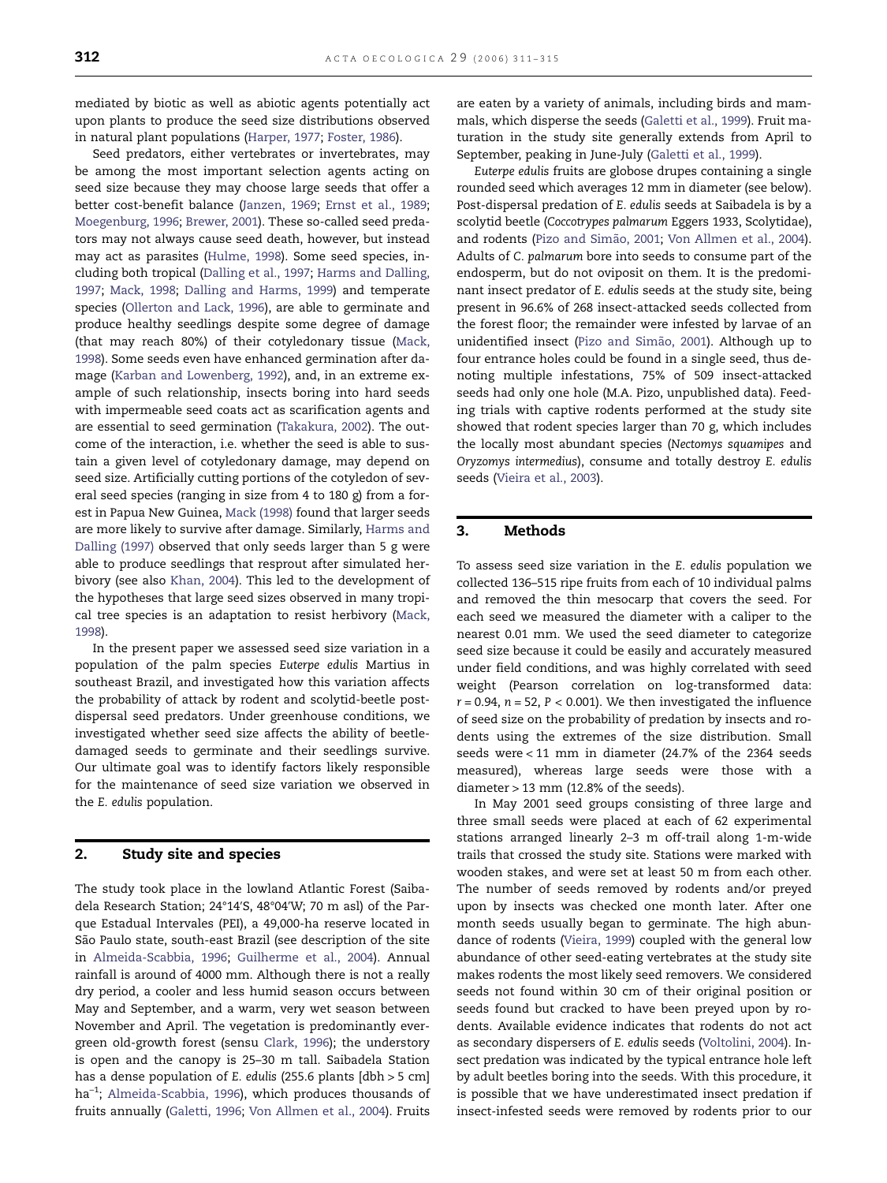mediated by biotic as well as abiotic agents potentially act upon plants to produce the seed size distributions observed in natural plant populations (Harper, 1977; Foster, 1986).

Seed predators, either vertebrates or invertebrates, may be among the most important selection agents acting on seed size because they may choose large seeds that offer a better cost-benefit balance (Janzen, 1969; Ernst et al., 1989; Moegenburg, 1996; Brewer, 2001). These so-called seed predators may not always cause seed death, however, but instead may act as parasites (Hulme, 1998). Some seed species, including both tropical (Dalling et al., 1997; Harms and Dalling, 1997; Mack, 1998; Dalling and Harms, 1999) and temperate species (Ollerton and Lack, 1996), are able to germinate and produce healthy seedlings despite some degree of damage (that may reach 80%) of their cotyledonary tissue (Mack, 1998). Some seeds even have enhanced germination after damage (Karban and Lowenberg, 1992), and, in an extreme example of such relationship, insects boring into hard seeds with impermeable seed coats act as scarification agents and are essential to seed germination (Takakura, 2002). The outcome of the interaction, i.e. whether the seed is able to sustain a given level of cotyledonary damage, may depend on seed size. Artificially cutting portions of the cotyledon of several seed species (ranging in size from 4 to 180 g) from a forest in Papua New Guinea, Mack (1998) found that larger seeds are more likely to survive after damage. Similarly, Harms and Dalling (1997) observed that only seeds larger than 5 g were able to produce seedlings that resprout after simulated herbivory (see also Khan, 2004). This led to the development of the hypotheses that large seed sizes observed in many tropical tree species is an adaptation to resist herbivory (Mack, 1998).

In the present paper we assessed seed size variation in a population of the palm species *Euterpe edulis* Martius in southeast Brazil, and investigated how this variation affects the probability of attack by rodent and scolytid-beetle post-dispersal seed predators. Under greenhouse conditions, we investigated whether seed size affects the ability of beetle-damaged seeds to germinate and their seedlings survive. Our ultimate goal was to identify factors likely responsible for the maintenance of seed size variation we observed in the *E. edulis* population.

## 2. Study site and species

The study took place in the lowland Atlantic Forest (Saibadela Research Station; 24°14′S, 48°04′W; 70 m asl) of the Parque Estadual Intervales (PEI), a 49,000-ha reserve located in São Paulo state, south-east Brazil (see description of the site in Almeida-Scabbia, 1996; Guilherme et al., 2004). Annual rainfall is around of 4000 mm. Although there is not a really dry period, a cooler and less humid season occurs between May and September, and a warm, very wet season between November and April. The vegetation is predominantly evergreen old-growth forest (sensu Clark, 1996); the understory is open and the canopy is 25–30 m tall. Saibadela Station has a dense population of *E. edulis* (255.6 plants [dbh > 5 cm] ha$^{-1}$; Almeida-Scabbia, 1996), which produces thousands of fruits annually (Galetti, 1996; Von Allmen et al., 2004). Fruits are eaten by a variety of animals, including birds and mammals, which disperse the seeds (Galetti et al., 1999). Fruit maturation in the study site generally extends from April to September, peaking in June-July (Galetti et al., 1999).

*Euterpe edulis* fruits are globose drupes containing a single rounded seed which averages 12 mm in diameter (see below). Post-dispersal predation of *E. edulis* seeds at Saibadela is by a scolytid beetle (*Coccotrypes palmarum* Eggers 1933, Scolytidae), and rodents (Pizo and Simão, 2001; Von Allmen et al., 2004). Adults of *C. palmarum* bore into seeds to consume part of the endosperm, but do not oviposit on them. It is the predominant insect predator of *E. edulis* seeds at the study site, being present in 96.6% of 268 insect-attacked seeds collected from the forest floor; the remainder were infested by larvae of an unidentified insect (Pizo and Simão, 2001). Although up to four entrance holes could be found in a single seed, thus denoting multiple infestations, 75% of 509 insect-attacked seeds had only one hole (M.A. Pizo, unpublished data). Feeding trials with captive rodents performed at the study site showed that rodent species larger than 70 g, which includes the locally most abundant species (*Nectomys squamipes* and *Oryzomys intermedius*), consume and totally destroy *E. edulis* seeds (Vieira et al., 2003).

## 3. Methods

To assess seed size variation in the *E. edulis* population we collected 136–515 ripe fruits from each of 10 individual palms and removed the thin mesocarp that covers the seed. For each seed we measured the diameter with a caliper to the nearest 0.01 mm. We used the seed diameter to categorize seed size because it could be easily and accurately measured under field conditions, and was highly correlated with seed weight (Pearson correlation on log-transformed data: $r = 0.94$, $n = 52$, $P < 0.001$). We then investigated the influence of seed size on the probability of predation by insects and rodents using the extremes of the size distribution. Small seeds were < 11 mm in diameter (24.7% of the 2364 seeds measured), whereas large seeds were those with a diameter > 13 mm (12.8% of the seeds).

In May 2001 seed groups consisting of three large and three small seeds were placed at each of 62 experimental stations arranged linearly 2–3 m off-trail along 1-m-wide trails that crossed the study site. Stations were marked with wooden stakes, and were set at least 50 m from each other. The number of seeds removed by rodents and/or preyed upon by insects was checked one month later. After one month seeds usually began to germinate. The high abundance of rodents (Vieira, 1999) coupled with the general low abundance of other seed-eating vertebrates at the study site makes rodents the most likely seed removers. We considered seeds not found within 30 cm of their original position or seeds found but cracked to have been preyed upon by rodents. Available evidence indicates that rodents do not act as secondary dispersers of *E. edulis* seeds (Voltolini, 2004). Insect predation was indicated by the typical entrance hole left by adult beetles boring into the seeds. With this procedure, it is possible that we have underestimated insect predation if insect-infested seeds were removed by rodents prior to our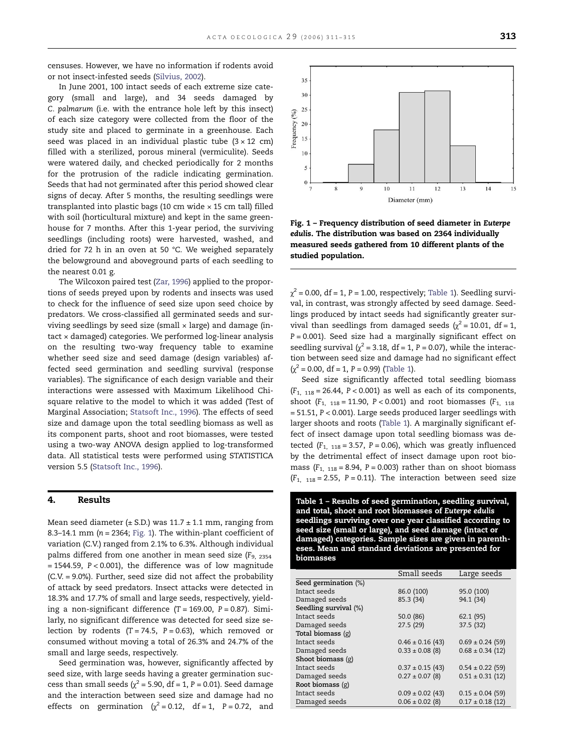censuses. However, we have no information if rodents avoid or not insect-infested seeds (Silvius, 2002).

In June 2001, 100 intact seeds of each extreme size category (small and large), and 34 seeds damaged by *C. palmarum* (i.e. with the entrance hole left by this insect) of each size category were collected from the floor of the study site and placed to germinate in a greenhouse. Each seed was placed in an individual plastic tube (3 × 12 cm) filled with a sterilized, porous mineral (vermiculite). Seeds were watered daily, and checked periodically for 2 months for the protrusion of the radicle indicating germination. Seeds that had not germinated after this period showed clear signs of decay. After 5 months, the resulting seedlings were transplanted into plastic bags (10 cm wide × 15 cm tall) filled with soil (horticultural mixture) and kept in the same greenhouse for 7 months. After this 1-year period, the surviving seedlings (including roots) were harvested, washed, and dried for 72 h in an oven at 50 °C. We weighed separately the belowground and aboveground parts of each seedling to the nearest 0.01 g.

The Wilcoxon paired test (Zar, 1996) applied to the proportions of seeds preyed upon by rodents and insects was used to check for the influence of seed size upon seed choice by predators. We cross-classified all germinated seeds and surviving seedlings by seed size (small × large) and damage (intact × damaged) categories. We performed log-linear analysis on the resulting two-way frequency table to examine whether seed size and seed damage (design variables) affected seed germination and seedling survival (response variables). The significance of each design variable and their interactions were assessed with Maximum Likelihood Chi-square relative to the model to which it was added (Test of Marginal Association; Statsoft Inc., 1996). The effects of seed size and damage upon the total seedling biomass as well as its component parts, shoot and root biomasses, were tested using a two-way ANOVA design applied to log-transformed data. All statistical tests were performed using STATISTICA version 5.5 (Statsoft Inc., 1996).

## 4. Results

Mean seed diameter (± S.D.) was 11.7 ± 1.1 mm, ranging from 8.3–14.1 mm ($n = 2364$; Fig. 1). The within-plant coefficient of variation (C.V.) ranged from 2.1% to 6.3%. Although individual palms differed from one another in mean seed size ($F_{9,\ 2354} = 1544.59$, $P < 0.001$), the difference was of low magnitude (C.V. = 9.0%). Further, seed size did not affect the probability of attack by seed predators. Insect attacks were detected in 18.3% and 17.7% of small and large seeds, respectively, yielding a non-significant difference ($T = 169.00$, $P = 0.87$). Similarly, no significant difference was detected for seed size selection by rodents ($T = 74.5$, $P = 0.63$), which removed or consumed without moving a total of 26.3% and 24.7% of the small and large seeds, respectively.

Seed germination was, however, significantly affected by seed size, with large seeds having a greater germination success than small seeds ($\chi^2 = 5.90$, df = 1, $P = 0.01$). Seed damage and the interaction between seed size and damage had no effects on germination ($\chi^2 = 0.12$, df = 1, $P = 0.72$, and $\chi^2 = 0.00$, df = 1, $P = 1.00$, respectively; Table 1). Seedling survival, in contrast, was strongly affected by seed damage. Seedlings produced by intact seeds had significantly greater survival than seedlings from damaged seeds ($\chi^2 = 10.01$, df = 1, $P = 0.001$). Seed size had a marginally significant effect on seedling survival ($\chi^2 = 3.18$, df = 1, $P = 0.07$), while the interaction between seed size and damage had no significant effect ($\chi^2 = 0.00$, df = 1, $P = 0.99$) (Table 1).

Seed size significantly affected total seedling biomass ($F_{1,\ 118} = 26.44$, $P < 0.001$) as well as each of its components, shoot ($F_{1,\ 118} = 11.90$, $P < 0.001$) and root biomasses ($F_{1,\ 118} = 51.51$, $P < 0.001$). Large seeds produced larger seedlings with larger shoots and roots (Table 1). A marginally significant effect of insect damage upon total seedling biomass was detected ($F_{1,\ 118} = 3.57$, $P = 0.06$), which was greatly influenced by the detrimental effect of insect damage upon root biomass ($F_{1,\ 118} = 8.94$, $P = 0.003$) rather than on shoot biomass ($F_{1,\ 118} = 2.55$, $P = 0.11$). The interaction between seed size

**Fig. 1 – Frequency distribution of seed diameter in *Euterpe edulis*. The distribution was based on 2364 individually measured seeds gathered from 10 different plants of the studied population.**

**Table 1 – Results of seed germination, seedling survival, and total, shoot and root biomasses of *Euterpe edulis* seedlings surviving over one year classified according to seed size (small or large), and seed damage (intact or damaged) categories. Sample sizes are given in parentheses. Mean and standard deviations are presented for biomasses**

| | Small seeds | Large seeds |
|---|---|---|
| Seed germination (%) | | |
| Intact seeds | 86.0 (100) | 95.0 (100) |
| Damaged seeds | 85.3 (34) | 94.1 (34) |
| Seedling survival (%) | | |
| Intact seeds | 50.0 (86) | 62.1 (95) |
| Damaged seeds | 27.5 (29) | 37.5 (32) |
| Total biomass (g) | | |
| Intact seeds | 0.46 ± 0.16 (43) | 0.69 ± 0.24 (59) |
| Damaged seeds | 0.33 ± 0.08 (8) | 0.68 ± 0.34 (12) |
| Shoot biomass (g) | | |
| Intact seeds | 0.37 ± 0.15 (43) | 0.54 ± 0.22 (59) |
| Damaged seeds | 0.27 ± 0.07 (8) | 0.51 ± 0.31 (12) |
| Root biomass (g) | | |
| Intact seeds | 0.09 ± 0.02 (43) | 0.15 ± 0.04 (59) |
| Damaged seeds | 0.06 ± 0.02 (8) | 0.17 ± 0.18 (12) |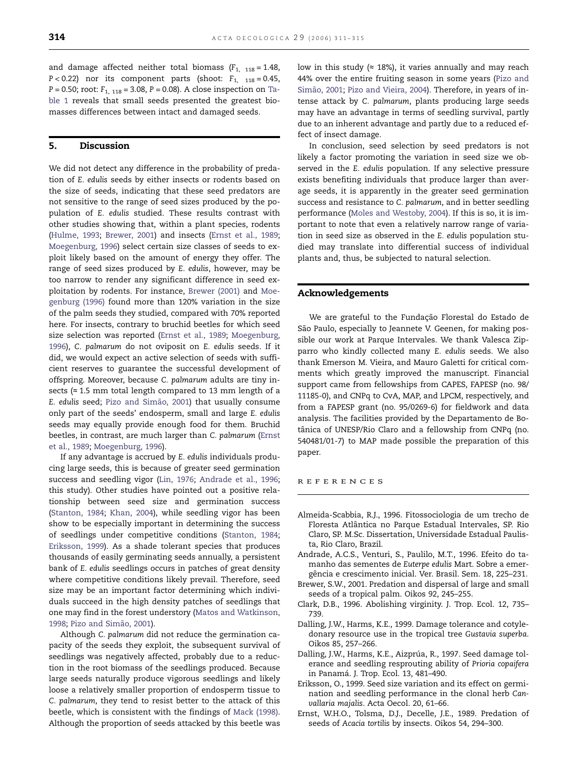and damage affected neither total biomass ($F_{1,\ 118} = 1.48$, $P < 0.22$) nor its component parts (shoot: $F_{1,\ 118} = 0.45$, $P = 0.50$; root: $F_{1,\ 118} = 3.08$, $P = 0.08$). A close inspection on Table 1 reveals that small seeds presented the greatest biomasses differences between intact and damaged seeds.

## 5. Discussion

We did not detect any difference in the probability of predation of *E. edulis* seeds by either insects or rodents based on the size of seeds, indicating that these seed predators are not sensitive to the range of seed sizes produced by the population of *E. edulis* studied. These results contrast with other studies showing that, within a plant species, rodents (Hulme, 1993; Brewer, 2001) and insects (Ernst et al., 1989; Moegenburg, 1996) select certain size classes of seeds to exploit likely based on the amount of energy they offer. The range of seed sizes produced by *E. edulis*, however, may be too narrow to render any significant difference in seed exploitation by rodents. For instance, Brewer (2001) and Moegenburg (1996) found more than 120% variation in the size of the palm seeds they studied, compared with 70% reported here. For insects, contrary to bruchid beetles for which seed size selection was reported (Ernst et al., 1989; Moegenburg, 1996), *C. palmarum* do not oviposit on *E. edulis* seeds. If it did, we would expect an active selection of seeds with sufficient reserves to guarantee the successful development of offspring. Moreover, because *C. palmarum* adults are tiny insects (≈ 1.5 mm total length compared to 13 mm length of a *E. edulis* seed; Pizo and Simão, 2001) that usually consume only part of the seeds' endosperm, small and large *E. edulis* seeds may equally provide enough food for them. Bruchid beetles, in contrast, are much larger than *C. palmarum* (Ernst et al., 1989; Moegenburg, 1996).

If any advantage is accrued by *E. edulis* individuals producing large seeds, this is because of greater seed germination success and seedling vigor (Lin, 1976; Andrade et al., 1996; this study). Other studies have pointed out a positive relationship between seed size and germination success (Stanton, 1984; Khan, 2004), while seedling vigor has been show to be especially important in determining the success of seedlings under competitive conditions (Stanton, 1984; Eriksson, 1999). As a shade tolerant species that produces thousands of easily germinating seeds annually, a persistent bank of *E. edulis* seedlings occurs in patches of great density where competitive conditions likely prevail. Therefore, seed size may be an important factor determining which individuals succeed in the high density patches of seedlings that one may find in the forest understory (Matos and Watkinson, 1998; Pizo and Simão, 2001).

Although *C. palmarum* did not reduce the germination capacity of the seeds they exploit, the subsequent survival of seedlings was negatively affected, probably due to a reduction in the root biomass of the seedlings produced. Because large seeds naturally produce vigorous seedlings and likely loose a relatively smaller proportion of endosperm tissue to *C. palmarum*, they tend to resist better to the attack of this beetle, which is consistent with the findings of Mack (1998). Although the proportion of seeds attacked by this beetle was low in this study (≈ 18%), it varies annually and may reach 44% over the entire fruiting season in some years (Pizo and Simão, 2001; Pizo and Vieira, 2004). Therefore, in years of intense attack by *C. palmarum*, plants producing large seeds may have an advantage in terms of seedling survival, partly due to an inherent advantage and partly due to a reduced effect of insect damage.

In conclusion, seed selection by seed predators is not likely a factor promoting the variation in seed size we observed in the *E. edulis* population. If any selective pressure exists benefiting individuals that produce larger than average seeds, it is apparently in the greater seed germination success and resistance to *C. palmarum*, and in better seedling performance (Moles and Westoby, 2004). If this is so, it is important to note that even a relatively narrow range of variation in seed size as observed in the *E. edulis* population studied may translate into differential success of individual plants and, thus, be subjected to natural selection.

## Acknowledgements

We are grateful to the Fundação Florestal do Estado de São Paulo, especially to Jeannete V. Geenen, for making possible our work at Parque Intervales. We thank Valesca Zipparro who kindly collected many *E. edulis* seeds. We also thank Emerson M. Vieira, and Mauro Galetti for critical comments which greatly improved the manuscript. Financial support came from fellowships from CAPES, FAPESP (no. 98/11185-0), and CNPq to CvA, MAP, and LPCM, respectively, and from a FAPESP grant (no. 95/0269-6) for fieldwork and data analysis. The facilities provided by the Departamento de Botânica of UNESP/Rio Claro and a fellowship from CNPq (no. 540481/01-7) to MAP made possible the preparation of this paper.

## References

Almeida-Scabbia, R.J., 1996. Fitossociologia de um trecho de Floresta Atlântica no Parque Estadual Intervales, SP. Rio Claro, SP. M.Sc. Dissertation, Universidade Estadual Paulista, Rio Claro, Brazil.

Andrade, A.C.S., Venturi, S., Paulilo, M.T., 1996. Efeito do tamanho das sementes de *Euterpe edulis* Mart. Sobre a emergência e crescimento inicial. Ver. Brasil. Sem. 18, 225–231.

Brewer, S.W., 2001. Predation and dispersal of large and small seeds of a tropical palm. Oikos 92, 245–255.

Clark, D.B., 1996. Abolishing virginity. J. Trop. Ecol. 12, 735–739.

Dalling, J.W., Harms, K.E., 1999. Damage tolerance and cotyledonary resource use in the tropical tree *Gustavia superba*. Oikos 85, 257–266.

Dalling, J.W., Harms, K.E., Aizprúa, R., 1997. Seed damage tolerance and seedling resprouting ability of *Prioria copaifera* in Panamá. J. Trop. Ecol. 13, 481–490.

Eriksson, O., 1999. Seed size variation and its effect on germination and seedling performance in the clonal herb *Convallaria majalis*. Acta Oecol. 20, 61–66.

Ernst, W.H.O., Tolsma, D.J., Decelle, J.E., 1989. Predation of seeds of *Acacia tortilis* by insects. Oikos 54, 294–300.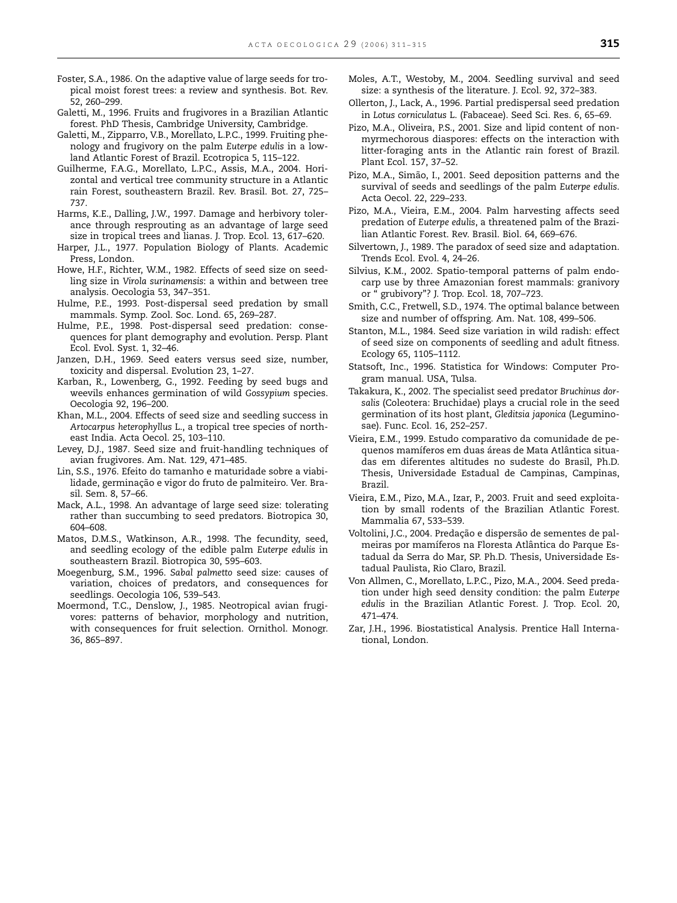Foster, S.A., 1986. On the adaptive value of large seeds for tropical moist forest trees: a review and synthesis. Bot. Rev. 52, 260–299.

Galetti, M., 1996. Fruits and frugivores in a Brazilian Atlantic forest. PhD Thesis, Cambridge University, Cambridge.

Galetti, M., Zipparro, V.B., Morellato, L.P.C., 1999. Fruiting phenology and frugivory on the palm *Euterpe edulis* in a lowland Atlantic Forest of Brazil. Ecotropica 5, 115–122.

Guilherme, F.A.G., Morellato, L.P.C., Assis, M.A., 2004. Horizontal and vertical tree community structure in a Atlantic rain Forest, southeastern Brazil. Rev. Brasil. Bot. 27, 725–737.

Harms, K.E., Dalling, J.W., 1997. Damage and herbivory tolerance through resprouting as an advantage of large seed size in tropical trees and lianas. J. Trop. Ecol. 13, 617–620.

Harper, J.L., 1977. Population Biology of Plants. Academic Press, London.

Howe, H.F., Richter, W.M., 1982. Effects of seed size on seedling size in *Virola surinamensis*: a within and between tree analysis. Oecologia 53, 347–351.

Hulme, P.E., 1993. Post-dispersal seed predation by small mammals. Symp. Zool. Soc. Lond. 65, 269–287.

Hulme, P.E., 1998. Post-dispersal seed predation: consequences for plant demography and evolution. Persp. Plant Ecol. Evol. Syst. 1, 32–46.

Janzen, D.H., 1969. Seed eaters versus seed size, number, toxicity and dispersal. Evolution 23, 1–27.

Karban, R., Lowenberg, G., 1992. Feeding by seed bugs and weevils enhances germination of wild *Gossypium* species. Oecologia 92, 196–200.

Khan, M.L., 2004. Effects of seed size and seedling success in *Artocarpus heterophyllus* L., a tropical tree species of northeast India. Acta Oecol. 25, 103–110.

Levey, D.J., 1987. Seed size and fruit-handling techniques of avian frugivores. Am. Nat. 129, 471–485.

Lin, S.S., 1976. Efeito do tamanho e maturidade sobre a viabilidade, germinação e vigor do fruto de palmiteiro. Ver. Brasil. Sem. 8, 57–66.

Mack, A.L., 1998. An advantage of large seed size: tolerating rather than succumbing to seed predators. Biotropica 30, 604–608.

Matos, D.M.S., Watkinson, A.R., 1998. The fecundity, seed, and seedling ecology of the edible palm *Euterpe edulis* in southeastern Brazil. Biotropica 30, 595–603.

Moegenburg, S.M., 1996. *Sabal palmetto* seed size: causes of variation, choices of predators, and consequences for seedlings. Oecologia 106, 539–543.

Moermond, T.C., Denslow, J., 1985. Neotropical avian frugivores: patterns of behavior, morphology and nutrition, with consequences for fruit selection. Ornithol. Monogr. 36, 865–897.

Moles, A.T., Westoby, M., 2004. Seedling survival and seed size: a synthesis of the literature. J. Ecol. 92, 372–383.

Ollerton, J., Lack, A., 1996. Partial predispersal seed predation in *Lotus corniculatus* L. (Fabaceae). Seed Sci. Res. 6, 65–69.

Pizo, M.A., Oliveira, P.S., 2001. Size and lipid content of nonmyrmechorous diaspores: effects on the interaction with litter-foraging ants in the Atlantic rain forest of Brazil. Plant Ecol. 157, 37–52.

Pizo, M.A., Simão, I., 2001. Seed deposition patterns and the survival of seeds and seedlings of the palm *Euterpe edulis*. Acta Oecol. 22, 229–233.

Pizo, M.A., Vieira, E.M., 2004. Palm harvesting affects seed predation of *Euterpe edulis*, a threatened palm of the Brazilian Atlantic Forest. Rev. Brasil. Biol. 64, 669–676.

Silvertown, J., 1989. The paradox of seed size and adaptation. Trends Ecol. Evol. 4, 24–26.

Silvius, K.M., 2002. Spatio-temporal patterns of palm endocarp use by three Amazonian forest mammals: granivory or " grubivory"? J. Trop. Ecol. 18, 707–723.

Smith, C.C., Fretwell, S.D., 1974. The optimal balance between size and number of offspring. Am. Nat. 108, 499–506.

Stanton, M.L., 1984. Seed size variation in wild radish: effect of seed size on components of seedling and adult fitness. Ecology 65, 1105–1112.

Statsoft, Inc., 1996. Statistica for Windows: Computer Program manual. USA, Tulsa.

Takakura, K., 2002. The specialist seed predator *Bruchinus dorsalis* (Coleotera: Bruchidae) plays a crucial role in the seed germination of its host plant, *Gleditsia japonica* (Leguminosae). Func. Ecol. 16, 252–257.

Vieira, E.M., 1999. Estudo comparativo da comunidade de pequenos mamíferos em duas áreas de Mata Atlântica situadas em diferentes altitudes no sudeste do Brasil, Ph.D. Thesis, Universidade Estadual de Campinas, Campinas, Brazil.

Vieira, E.M., Pizo, M.A., Izar, P., 2003. Fruit and seed exploitation by small rodents of the Brazilian Atlantic Forest. Mammalia 67, 533–539.

Voltolini, J.C., 2004. Predação e dispersão de sementes de palmeiras por mamíferos na Floresta Atlântica do Parque Estadual da Serra do Mar, SP. Ph.D. Thesis, Universidade Estadual Paulista, Rio Claro, Brazil.

Von Allmen, C., Morellato, L.P.C., Pizo, M.A., 2004. Seed predation under high seed density condition: the palm *Euterpe edulis* in the Brazilian Atlantic Forest. J. Trop. Ecol. 20, 471–474.

Zar, J.H., 1996. Biostatistical Analysis. Prentice Hall International, London.